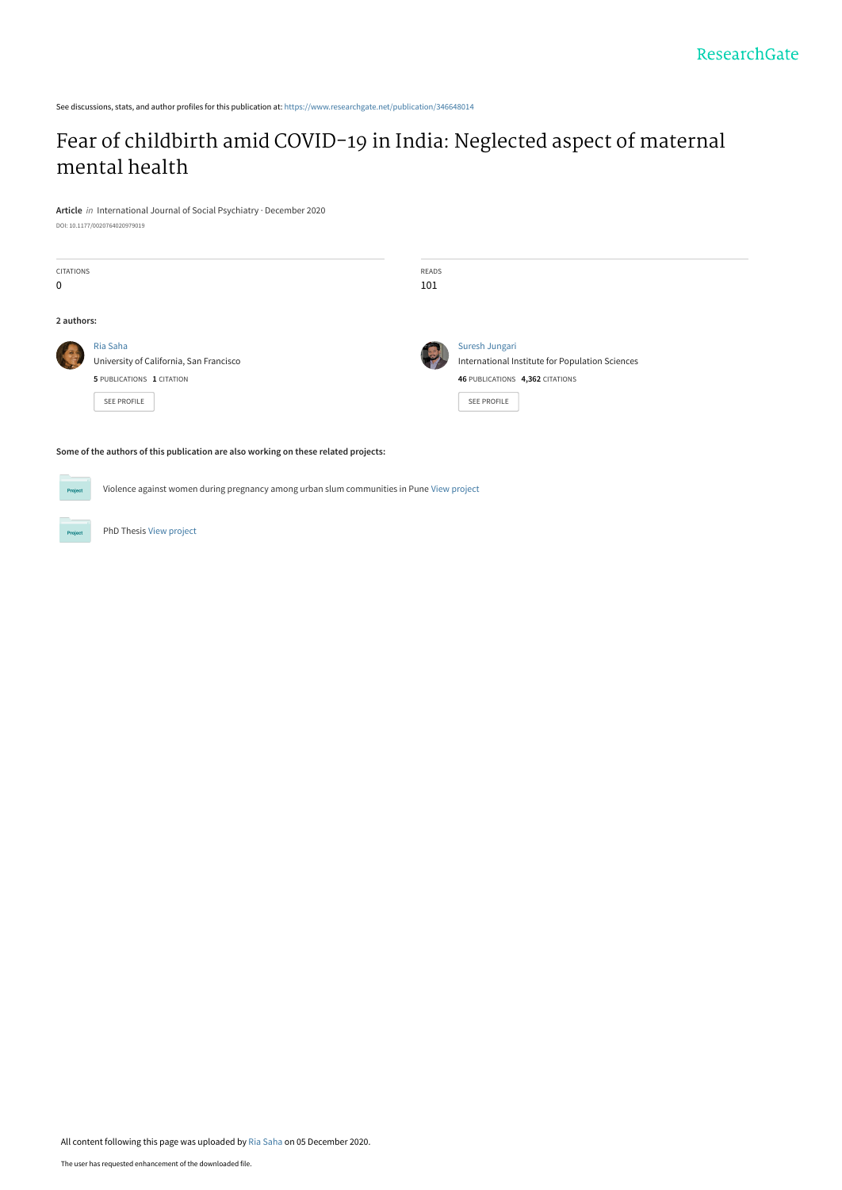ResearchGate

See discussions, stats, and author profiles for this publication at: https://www.researchgate.net/publication/346648014

# Fear of childbirth amid COVID-19 in India: Neglected aspect of maternal mental health

**Article** *in* International Journal of Social Psychiatry · December 2020

DOI: 10.1177/0020764020979019

| CITATIONS | READS |
| --- | --- |
| 0 | 101 |

**2 authors:**

**Ria Saha**
University of California, San Francisco
5 PUBLICATIONS 1 CITATION
SEE PROFILE

**Suresh Jungari**
International Institute for Population Sciences
46 PUBLICATIONS 4,362 CITATIONS
SEE PROFILE

**Some of the authors of this publication are also working on these related projects:**

Project: Violence against women during pregnancy among urban slum communities in Pune View project

Project: PhD Thesis View project

All content following this page was uploaded by Ria Saha on 05 December 2020.

The user has requested enhancement of the downloaded file.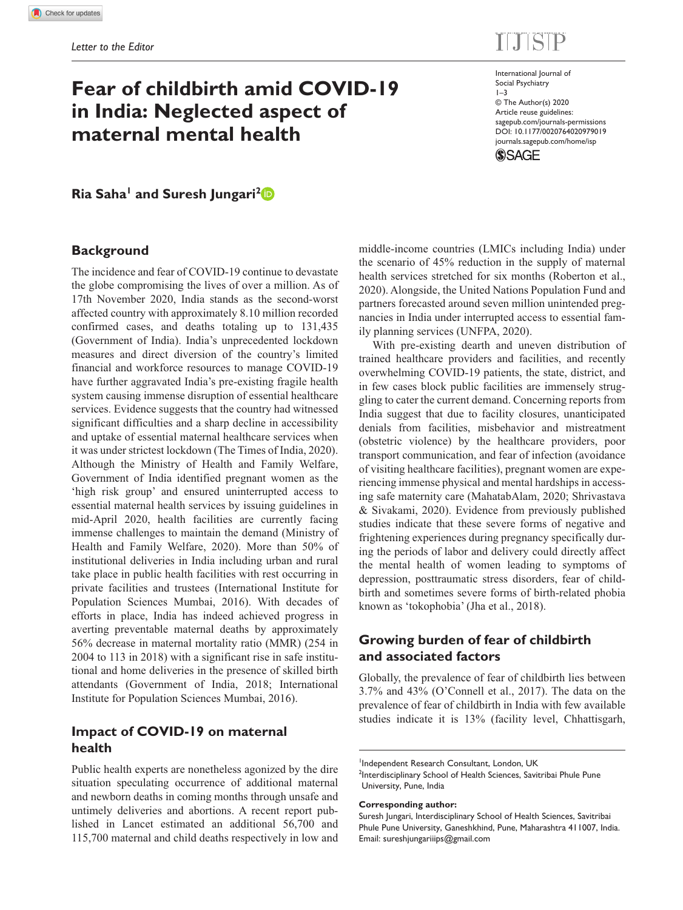Letter to the Editor

# Fear of childbirth amid COVID-19 in India: Neglected aspect of maternal mental health

International Journal of Social Psychiatry
1–3
© The Author(s) 2020
Article reuse guidelines: sagepub.com/journals-permissions
DOI: 10.1177/0020764020979019
journals.sagepub.com/home/isp

**Ria Saha[1] and Suresh Jungari[2]**

## Background

The incidence and fear of COVID-19 continue to devastate the globe compromising the lives of over a million. As of 17th November 2020, India stands as the second-worst affected country with approximately 8.10 million recorded confirmed cases, and deaths totaling up to 131,435 (Government of India). India's unprecedented lockdown measures and direct diversion of the country's limited financial and workforce resources to manage COVID-19 have further aggravated India's pre-existing fragile health system causing immense disruption of essential healthcare services. Evidence suggests that the country had witnessed significant difficulties and a sharp decline in accessibility and uptake of essential maternal healthcare services when it was under strictest lockdown (The Times of India, 2020). Although the Ministry of Health and Family Welfare, Government of India identified pregnant women as the 'high risk group' and ensured uninterrupted access to essential maternal health services by issuing guidelines in mid-April 2020, health facilities are currently facing immense challenges to maintain the demand (Ministry of Health and Family Welfare, 2020). More than 50% of institutional deliveries in India including urban and rural take place in public health facilities with rest occurring in private facilities and trustees (International Institute for Population Sciences Mumbai, 2016). With decades of efforts in place, India has indeed achieved progress in averting preventable maternal deaths by approximately 56% decrease in maternal mortality ratio (MMR) (254 in 2004 to 113 in 2018) with a significant rise in safe institutional and home deliveries in the presence of skilled birth attendants (Government of India, 2018; International Institute for Population Sciences Mumbai, 2016).

## Impact of COVID-19 on maternal health

Public health experts are nonetheless agonized by the dire situation speculating occurrence of additional maternal and newborn deaths in coming months through unsafe and untimely deliveries and abortions. A recent report published in Lancet estimated an additional 56,700 and 115,700 maternal and child deaths respectively in low and middle-income countries (LMICs including India) under the scenario of 45% reduction in the supply of maternal health services stretched for six months (Roberton et al., 2020). Alongside, the United Nations Population Fund and partners forecasted around seven million unintended pregnancies in India under interrupted access to essential family planning services (UNFPA, 2020).

With pre-existing dearth and uneven distribution of trained healthcare providers and facilities, and recently overwhelming COVID-19 patients, the state, district, and in few cases block public facilities are immensely struggling to cater the current demand. Concerning reports from India suggest that due to facility closures, unanticipated denials from facilities, misbehavior and mistreatment (obstetric violence) by the healthcare providers, poor transport communication, and fear of infection (avoidance of visiting healthcare facilities), pregnant women are experiencing immense physical and mental hardships in accessing safe maternity care (MahatabAlam, 2020; Shrivastava & Sivakami, 2020). Evidence from previously published studies indicate that these severe forms of negative and frightening experiences during pregnancy specifically during the periods of labor and delivery could directly affect the mental health of women leading to symptoms of depression, posttraumatic stress disorders, fear of childbirth and sometimes severe forms of birth-related phobia known as 'tokophobia' (Jha et al., 2018).

## Growing burden of fear of childbirth and associated factors

Globally, the prevalence of fear of childbirth lies between 3.7% and 43% (O'Connell et al., 2017). The data on the prevalence of fear of childbirth in India with few available studies indicate it is 13% (facility level, Chhattisgarh,

[1]Independent Research Consultant, London, UK
[2]Interdisciplinary School of Health Sciences, Savitribai Phule Pune University, Pune, India

**Corresponding author:**
Suresh Jungari, Interdisciplinary School of Health Sciences, Savitribai Phule Pune University, Ganeshkhind, Pune, Maharashtra 411007, India.
Email: sureshjungariiips@gmail.com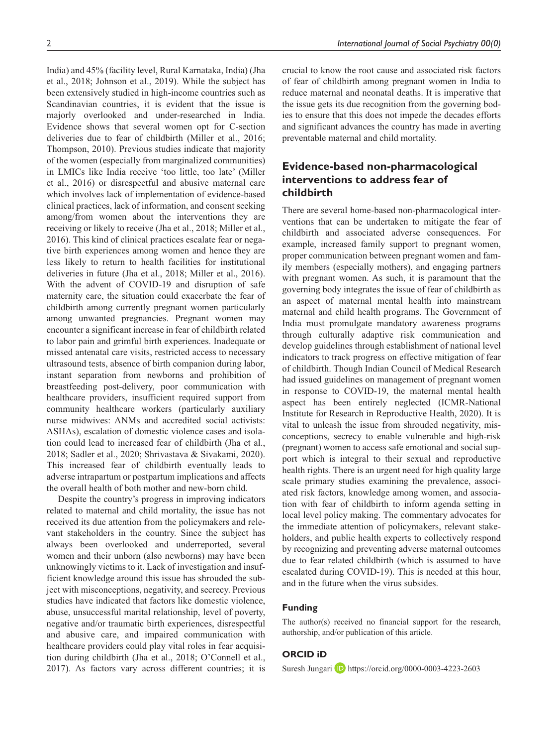India) and 45% (facility level, Rural Karnataka, India) (Jha et al., 2018; Johnson et al., 2019). While the subject has been extensively studied in high-income countries such as Scandinavian countries, it is evident that the issue is majorly overlooked and under-researched in India. Evidence shows that several women opt for C-section deliveries due to fear of childbirth (Miller et al., 2016; Thompson, 2010). Previous studies indicate that majority of the women (especially from marginalized communities) in LMICs like India receive 'too little, too late' (Miller et al., 2016) or disrespectful and abusive maternal care which involves lack of implementation of evidence-based clinical practices, lack of information, and consent seeking among/from women about the interventions they are receiving or likely to receive (Jha et al., 2018; Miller et al., 2016). This kind of clinical practices escalate fear or negative birth experiences among women and hence they are less likely to return to health facilities for institutional deliveries in future (Jha et al., 2018; Miller et al., 2016). With the advent of COVID-19 and disruption of safe maternity care, the situation could exacerbate the fear of childbirth among currently pregnant women particularly among unwanted pregnancies. Pregnant women may encounter a significant increase in fear of childbirth related to labor pain and grimful birth experiences. Inadequate or missed antenatal care visits, restricted access to necessary ultrasound tests, absence of birth companion during labor, instant separation from newborns and prohibition of breastfeeding post-delivery, poor communication with healthcare providers, insufficient required support from community healthcare workers (particularly auxiliary nurse midwives: ANMs and accredited social activists: ASHAs), escalation of domestic violence cases and isolation could lead to increased fear of childbirth (Jha et al., 2018; Sadler et al., 2020; Shrivastava & Sivakami, 2020). This increased fear of childbirth eventually leads to adverse intrapartum or postpartum implications and affects the overall health of both mother and new-born child.

Despite the country's progress in improving indicators related to maternal and child mortality, the issue has not received its due attention from the policymakers and relevant stakeholders in the country. Since the subject has always been overlooked and underreported, several women and their unborn (also newborns) may have been unknowingly victims to it. Lack of investigation and insufficient knowledge around this issue has shrouded the subject with misconceptions, negativity, and secrecy. Previous studies have indicated that factors like domestic violence, abuse, unsuccessful marital relationship, level of poverty, negative and/or traumatic birth experiences, disrespectful and abusive care, and impaired communication with healthcare providers could play vital roles in fear acquisition during childbirth (Jha et al., 2018; O'Connell et al., 2017). As factors vary across different countries; it is crucial to know the root cause and associated risk factors of fear of childbirth among pregnant women in India to reduce maternal and neonatal deaths. It is imperative that the issue gets its due recognition from the governing bodies to ensure that this does not impede the decades efforts and significant advances the country has made in averting preventable maternal and child mortality.

## Evidence-based non-pharmacological interventions to address fear of childbirth

There are several home-based non-pharmacological interventions that can be undertaken to mitigate the fear of childbirth and associated adverse consequences. For example, increased family support to pregnant women, proper communication between pregnant women and family members (especially mothers), and engaging partners with pregnant women. As such, it is paramount that the governing body integrates the issue of fear of childbirth as an aspect of maternal mental health into mainstream maternal and child health programs. The Government of India must promulgate mandatory awareness programs through culturally adaptive risk communication and develop guidelines through establishment of national level indicators to track progress on effective mitigation of fear of childbirth. Though Indian Council of Medical Research had issued guidelines on management of pregnant women in response to COVID-19, the maternal mental health aspect has been entirely neglected (ICMR-National Institute for Research in Reproductive Health, 2020). It is vital to unleash the issue from shrouded negativity, misconceptions, secrecy to enable vulnerable and high-risk (pregnant) women to access safe emotional and social support which is integral to their sexual and reproductive health rights. There is an urgent need for high quality large scale primary studies examining the prevalence, associated risk factors, knowledge among women, and association with fear of childbirth to inform agenda setting in local level policy making. The commentary advocates for the immediate attention of policymakers, relevant stakeholders, and public health experts to collectively respond by recognizing and preventing adverse maternal outcomes due to fear related childbirth (which is assumed to have escalated during COVID-19). This is needed at this hour, and in the future when the virus subsides.

### Funding

The author(s) received no financial support for the research, authorship, and/or publication of this article.

### ORCID iD

Suresh Jungari https://orcid.org/0000-0003-4223-2603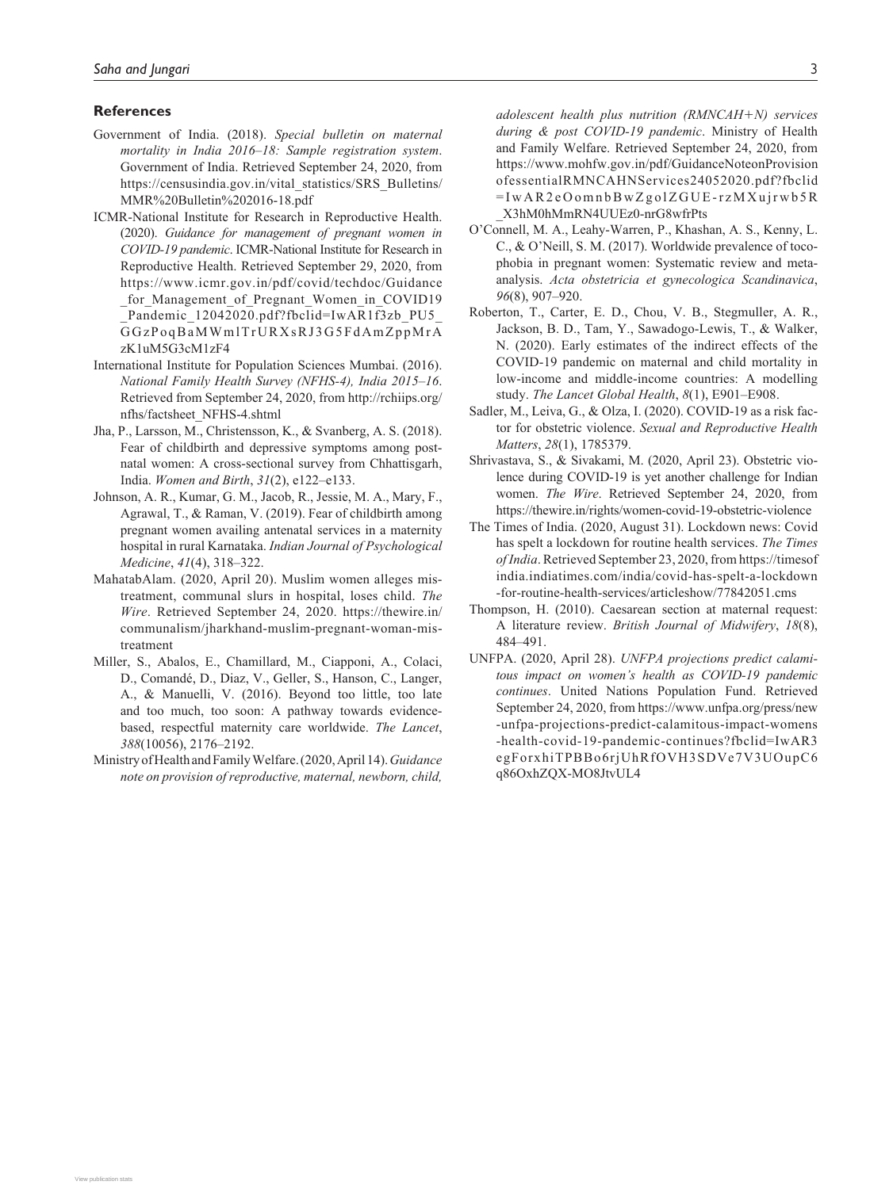## References

Government of India. (2018). *Special bulletin on maternal mortality in India 2016–18: Sample registration system*. Government of India. Retrieved September 24, 2020, from https://censusindia.gov.in/vital_statistics/SRS_Bulletins/MMR%20Bulletin%202016-18.pdf

ICMR-National Institute for Research in Reproductive Health. (2020). *Guidance for management of pregnant women in COVID-19 pandemic*. ICMR-National Institute for Research in Reproductive Health. Retrieved September 29, 2020, from https://www.icmr.gov.in/pdf/covid/techdoc/Guidance_for_Management_of_Pregnant_Women_in_COVID19_Pandemic_12042020.pdf?fbclid=IwAR1f3zb_PU5_GGzPoqBaMWmlTrURXsRJ3G5FdAmZppMrAzK1uM5G3cM1zF4

International Institute for Population Sciences Mumbai. (2016). *National Family Health Survey (NFHS-4), India 2015–16*. Retrieved from September 24, 2020, from http://rchiips.org/nfhs/factsheet_NFHS-4.shtml

Jha, P., Larsson, M., Christensson, K., & Svanberg, A. S. (2018). Fear of childbirth and depressive symptoms among postnatal women: A cross-sectional survey from Chhattisgarh, India. *Women and Birth*, *31*(2), e122–e133.

Johnson, A. R., Kumar, G. M., Jacob, R., Jessie, M. A., Mary, F., Agrawal, T., & Raman, V. (2019). Fear of childbirth among pregnant women availing antenatal services in a maternity hospital in rural Karnataka. *Indian Journal of Psychological Medicine*, *41*(4), 318–322.

MahatabAlam. (2020, April 20). Muslim women alleges mistreatment, communal slurs in hospital, loses child. *The Wire*. Retrieved September 24, 2020. https://thewire.in/communalism/jharkhand-muslim-pregnant-woman-mistreatment

Miller, S., Abalos, E., Chamillard, M., Ciapponi, A., Colaci, D., Comandé, D., Diaz, V., Geller, S., Hanson, C., Langer, A., & Manuelli, V. (2016). Beyond too little, too late and too much, too soon: A pathway towards evidence-based, respectful maternity care worldwide. *The Lancet*, *388*(10056), 2176–2192.

Ministry of Health and Family Welfare. (2020, April 14). *Guidance note on provision of reproductive, maternal, newborn, child, adolescent health plus nutrition (RMNCAH+N) services during & post COVID-19 pandemic*. Ministry of Health and Family Welfare. Retrieved September 24, 2020, from https://www.mohfw.gov.in/pdf/GuidanceNoteonProvisionofessentialRMNCAHNServices24052020.pdf?fbclid=IwAR2eOomnbBwZgolZGUE-rzMXujrwb5R_X3hM0hMmRN4UUEz0-nrG8wfrPts

O'Connell, M. A., Leahy-Warren, P., Khashan, A. S., Kenny, L. C., & O'Neill, S. M. (2017). Worldwide prevalence of tocophobia in pregnant women: Systematic review and meta-analysis. *Acta obstetricia et gynecologica Scandinavica*, *96*(8), 907–920.

Roberton, T., Carter, E. D., Chou, V. B., Stegmuller, A. R., Jackson, B. D., Tam, Y., Sawadogo-Lewis, T., & Walker, N. (2020). Early estimates of the indirect effects of the COVID-19 pandemic on maternal and child mortality in low-income and middle-income countries: A modelling study. *The Lancet Global Health*, *8*(1), E901–E908.

Sadler, M., Leiva, G., & Olza, I. (2020). COVID-19 as a risk factor for obstetric violence. *Sexual and Reproductive Health Matters*, *28*(1), 1785379.

Shrivastava, S., & Sivakami, M. (2020, April 23). Obstetric violence during COVID-19 is yet another challenge for Indian women. *The Wire*. Retrieved September 24, 2020, from https://thewire.in/rights/women-covid-19-obstetric-violence

The Times of India. (2020, August 31). Lockdown news: Covid has spelt a lockdown for routine health services. *The Times of India*. Retrieved September 23, 2020, from https://timesofindia.indiatimes.com/india/covid-has-spelt-a-lockdown-for-routine-health-services/articleshow/77842051.cms

Thompson, H. (2010). Caesarean section at maternal request: A literature review. *British Journal of Midwifery*, *18*(8), 484–491.

UNFPA. (2020, April 28). *UNFPA projections predict calamitous impact on women's health as COVID-19 pandemic continues*. United Nations Population Fund. Retrieved September 24, 2020, from https://www.unfpa.org/press/new-unfpa-projections-predict-calamitous-impact-womens-health-covid-19-pandemic-continues?fbclid=IwAR3egForxhiTPBBo6rjUhRfOVH3SDVe7V3UOupC6q86OxhZQX-MO8JtvUL4